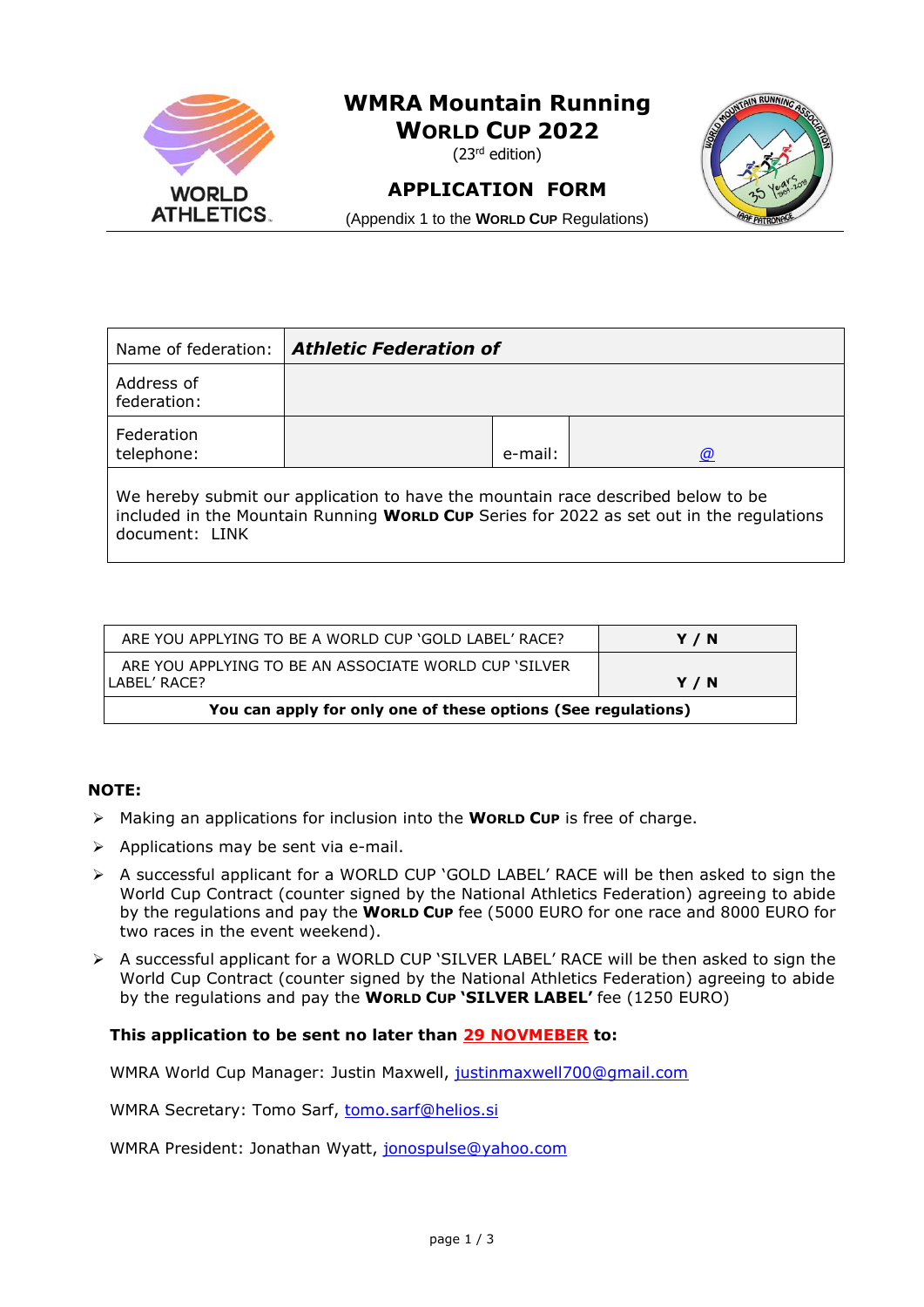# WMRA Mountain Running World Cup 2022

(23rd edition)

## APPLICATION FORM

(Appendix 1 to the **World Cup** Regulations)

| Name of federation: | ***Athletic Federation of*** | | |
|---|---|---|---|
| Address of federation: | | | |
| Federation telephone: | | e-mail: | @ |

We hereby submit our application to have the mountain race described below to be included in the Mountain Running **World Cup** Series for 2022 as set out in the regulations document: LINK

| ARE YOU APPLYING TO BE A WORLD CUP 'GOLD LABEL' RACE? | **Y / N** |
|---|---|
| ARE YOU APPLYING TO BE AN ASSOCIATE WORLD CUP 'SILVER LABEL' RACE? | **Y / N** |
| **You can apply for only one of these options (See regulations)** | |

**NOTE:**

- Making an applications for inclusion into the **World Cup** is free of charge.
- Applications may be sent via e-mail.
- A successful applicant for a WORLD CUP 'GOLD LABEL' RACE will be then asked to sign the World Cup Contract (counter signed by the National Athletics Federation) agreeing to abide by the regulations and pay the **World Cup** fee (5000 EURO for one race and 8000 EURO for two races in the event weekend).
- A successful applicant for a WORLD CUP 'SILVER LABEL' RACE will be then asked to sign the World Cup Contract (counter signed by the National Athletics Federation) agreeing to abide by the regulations and pay the **World Cup 'SILVER LABEL'** fee (1250 EURO)

**This application to be sent no later than 29 NOVMEBER to:**

WMRA World Cup Manager: Justin Maxwell, justinmaxwell700@gmail.com

WMRA Secretary: Tomo Sarf, tomo.sarf@helios.si

WMRA President: Jonathan Wyatt, jonospulse@yahoo.com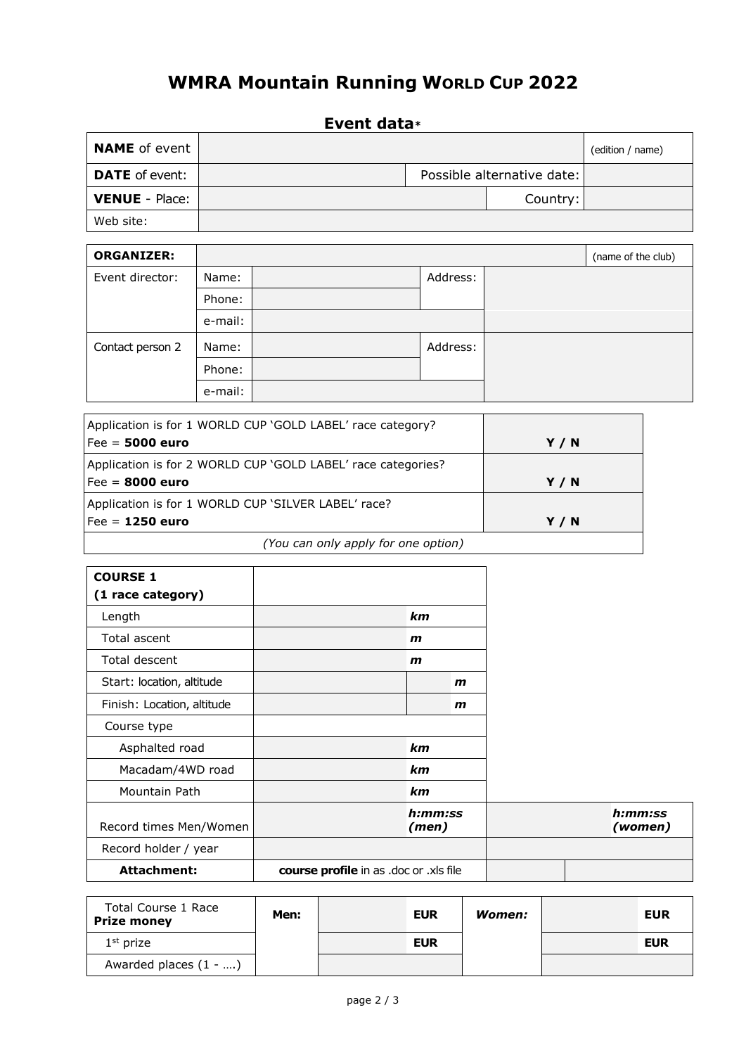# WMRA Mountain Running WORLD CUP 2022

## Event data*

| **NAME** of event | | | (edition / name) |
|---|---|---|---|
| **DATE** of event: | | Possible alternative date: | |
| **VENUE** - Place: | | Country: | |
| Web site: | | | |

| **ORGANIZER:** | | | | | (name of the club) |
|---|---|---|---|---|---|
| Event director: | Name: | | Address: | | |
| | Phone: | | | | |
| | e-mail: | | | | |
| Contact person 2 | Name: | | Address: | | |
| | Phone: | | | | |
| | e-mail: | | | | |

| | |
|---|---|
| Application is for 1 WORLD CUP 'GOLD LABEL' race category? Fee = **5000 euro** | **Y / N** |
| Application is for 2 WORLD CUP 'GOLD LABEL' race categories? Fee = **8000 euro** | **Y / N** |
| Application is for 1 WORLD CUP 'SILVER LABEL' race? Fee = **1250 euro** | **Y / N** |
| *(You can only apply for one option)* | |

| **COURSE 1 (1 race category)** | | | | |
|---|---|---|---|---|
| Length | ***km*** | | | |
| Total ascent | ***m*** | | | |
| Total descent | ***m*** | | | |
| Start: location, altitude | | ***m*** | | |
| Finish: Location, altitude | | ***m*** | | |
| Course type | | | | |
| Asphalted road | ***km*** | | | |
| Macadam/4WD road | ***km*** | | | |
| Mountain Path | ***km*** | | | |
| Record times Men/Women | ***h:mm:ss (men)*** | | ***h:mm:ss (women)*** | |
| Record holder / year | | | | |
| **Attachment:** | **course profile** in as .doc or .xls file | | | |

| Total Course 1 Race **Prize money** | **Men:** | **EUR** | ***Women:*** | **EUR** |
|---|---|---|---|---|
| 1st prize | | **EUR** | | **EUR** |
| Awarded places (1 - ….) | | | | |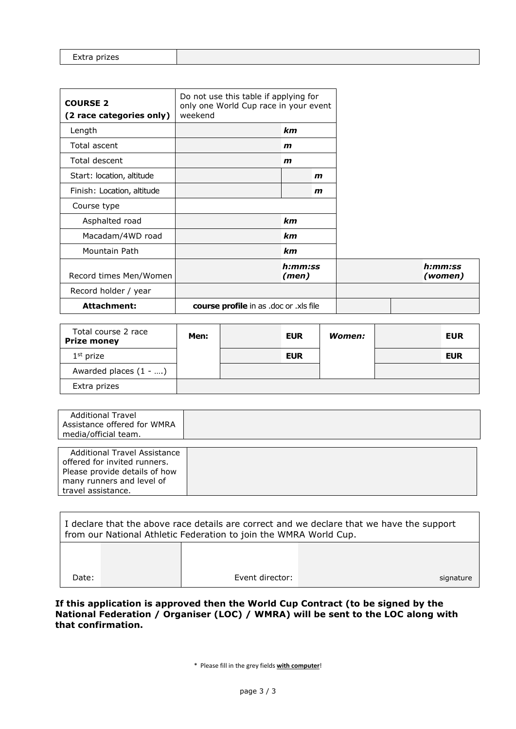| | |
|---|---|
| Extra prizes | |

| **COURSE 2 (2 race categories only)** | Do not use this table if applying for only one World Cup race in your event weekend | | | |
|---|---|---|---|---|
| Length | **km** | | | |
| Total ascent | **m** | | | |
| Total descent | **m** | | | |
| Start: location, altitude | | **m** | | |
| Finish: Location, altitude | | **m** | | |
| Course type | | | | |
| Asphalted road | **km** | | | |
| Macadam/4WD road | **km** | | | |
| Mountain Path | **km** | | | |
| Record times Men/Women | ***h:mm:ss (men)*** | | ***h:mm:ss (women)*** | |
| Record holder / year | | | | |
| **Attachment:** | **course profile** in as .doc or .xls file | | | |

| Total course 2 race **Prize money** | **Men:** | **EUR** | ***Women:*** | **EUR** |
|---|---|---|---|---|
| 1st prize | | **EUR** | | **EUR** |
| Awarded places (1 - ….) | | | | |
| Extra prizes | | | | |

| | |
|---|---|
| Additional Travel Assistance offered for WMRA media/official team. | |

| | |
|---|---|
| Additional Travel Assistance offered for invited runners. Please provide details of how many runners and level of travel assistance. | |

I declare that the above race details are correct and we declare that we have the support from our National Athletic Federation to join the WMRA World Cup.

| | | | |
|---|---|---|---|
| Date: | | Event director: | signature |

**If this application is approved then the World Cup Contract (to be signed by the National Federation / Organiser (LOC) / WMRA) will be sent to the LOC along with that confirmation.**

* Please fill in the grey fields **with computer**!